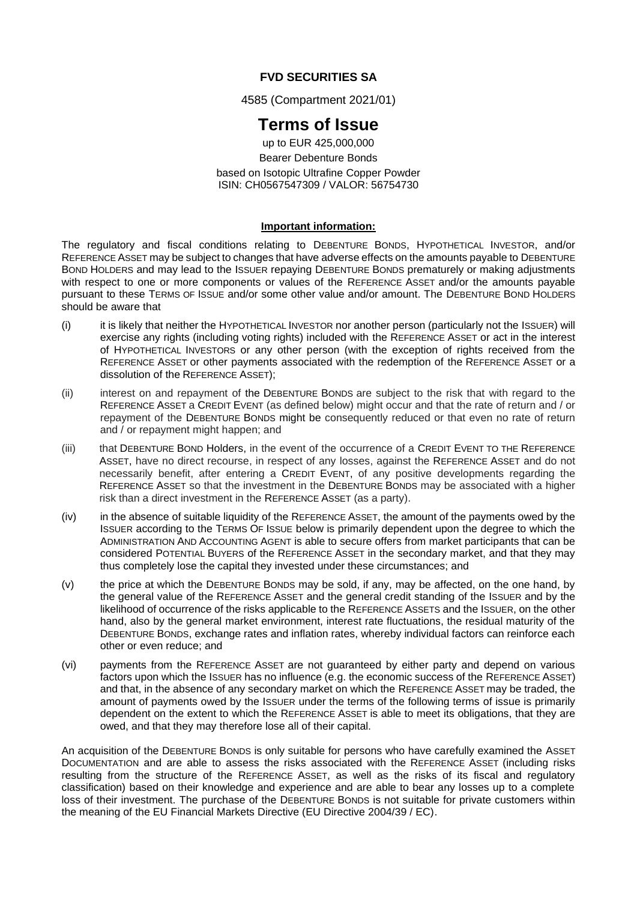**FVD SECURITIES SA**

4585 (Compartment 2021/01)

# Terms of Issue

up to EUR 425,000,000

Bearer Debenture Bonds

based on Isotopic Ultrafine Copper Powder

ISIN: CH0567547309 / VALOR: 56754730

**Important information:**

The regulatory and fiscal conditions relating to DEBENTURE BONDS, HYPOTHETICAL INVESTOR, and/or REFERENCE ASSET may be subject to changes that have adverse effects on the amounts payable to DEBENTURE BOND HOLDERS and may lead to the ISSUER repaying DEBENTURE BONDS prematurely or making adjustments with respect to one or more components or values of the REFERENCE ASSET and/or the amounts payable pursuant to these TERMS OF ISSUE and/or some other value and/or amount. The DEBENTURE BOND HOLDERS should be aware that

(i) it is likely that neither the HYPOTHETICAL INVESTOR nor another person (particularly not the ISSUER) will exercise any rights (including voting rights) included with the REFERENCE ASSET or act in the interest of HYPOTHETICAL INVESTORS or any other person (with the exception of rights received from the REFERENCE ASSET or other payments associated with the redemption of the REFERENCE ASSET or a dissolution of the REFERENCE ASSET);

(ii) interest on and repayment of the DEBENTURE BONDS are subject to the risk that with regard to the REFERENCE ASSET a CREDIT EVENT (as defined below) might occur and that the rate of return and / or repayment of the DEBENTURE BONDS might be consequently reduced or that even no rate of return and / or repayment might happen; and

(iii) that DEBENTURE BOND Holders, in the event of the occurrence of a CREDIT EVENT TO THE REFERENCE ASSET, have no direct recourse, in respect of any losses, against the REFERENCE ASSET and do not necessarily benefit, after entering a CREDIT EVENT, of any positive developments regarding the REFERENCE ASSET so that the investment in the DEBENTURE BONDS may be associated with a higher risk than a direct investment in the REFERENCE ASSET (as a party).

(iv) in the absence of suitable liquidity of the REFERENCE ASSET, the amount of the payments owed by the ISSUER according to the TERMS OF ISSUE below is primarily dependent upon the degree to which the ADMINISTRATION AND ACCOUNTING AGENT is able to secure offers from market participants that can be considered POTENTIAL BUYERS of the REFERENCE ASSET in the secondary market, and that they may thus completely lose the capital they invested under these circumstances; and

(v) the price at which the DEBENTURE BONDS may be sold, if any, may be affected, on the one hand, by the general value of the REFERENCE ASSET and the general credit standing of the ISSUER and by the likelihood of occurrence of the risks applicable to the REFERENCE ASSETS and the ISSUER, on the other hand, also by the general market environment, interest rate fluctuations, the residual maturity of the DEBENTURE BONDS, exchange rates and inflation rates, whereby individual factors can reinforce each other or even reduce; and

(vi) payments from the REFERENCE ASSET are not guaranteed by either party and depend on various factors upon which the ISSUER has no influence (e.g. the economic success of the REFERENCE ASSET) and that, in the absence of any secondary market on which the REFERENCE ASSET may be traded, the amount of payments owed by the ISSUER under the terms of the following terms of issue is primarily dependent on the extent to which the REFERENCE ASSET is able to meet its obligations, that they are owed, and that they may therefore lose all of their capital.

An acquisition of the DEBENTURE BONDS is only suitable for persons who have carefully examined the ASSET DOCUMENTATION and are able to assess the risks associated with the REFERENCE ASSET (including risks resulting from the structure of the REFERENCE ASSET, as well as the risks of its fiscal and regulatory classification) based on their knowledge and experience and are able to bear any losses up to a complete loss of their investment. The purchase of the DEBENTURE BONDS is not suitable for private customers within the meaning of the EU Financial Markets Directive (EU Directive 2004/39 / EC).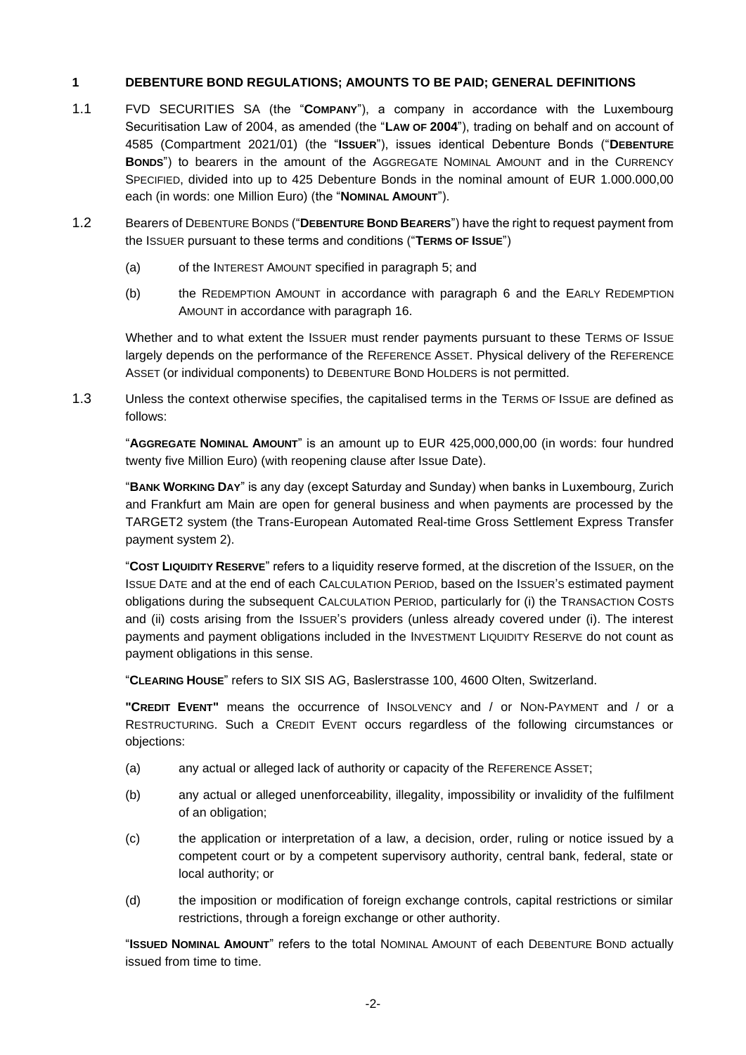## 1 DEBENTURE BOND REGULATIONS; AMOUNTS TO BE PAID; GENERAL DEFINITIONS

1.1 FVD SECURITIES SA (the "**COMPANY**"), a company in accordance with the Luxembourg Securitisation Law of 2004, as amended (the "**LAW OF 2004**"), trading on behalf and on account of 4585 (Compartment 2021/01) (the "**ISSUER**"), issues identical Debenture Bonds ("**DEBENTURE BONDS**") to bearers in the amount of the AGGREGATE NOMINAL AMOUNT and in the CURRENCY SPECIFIED, divided into up to 425 Debenture Bonds in the nominal amount of EUR 1.000.000,00 each (in words: one Million Euro) (the "**NOMINAL AMOUNT**").

1.2 Bearers of DEBENTURE BONDS ("**DEBENTURE BOND BEARERS**") have the right to request payment from the ISSUER pursuant to these terms and conditions ("**TERMS OF ISSUE**")

(a) of the INTEREST AMOUNT specified in paragraph 5; and

(b) the REDEMPTION AMOUNT in accordance with paragraph 6 and the EARLY REDEMPTION AMOUNT in accordance with paragraph 16.

Whether and to what extent the ISSUER must render payments pursuant to these TERMS OF ISSUE largely depends on the performance of the REFERENCE ASSET. Physical delivery of the REFERENCE ASSET (or individual components) to DEBENTURE BOND HOLDERS is not permitted.

1.3 Unless the context otherwise specifies, the capitalised terms in the TERMS OF ISSUE are defined as follows:

"**AGGREGATE NOMINAL AMOUNT**" is an amount up to EUR 425,000,000,00 (in words: four hundred twenty five Million Euro) (with reopening clause after Issue Date).

"**BANK WORKING DAY**" is any day (except Saturday and Sunday) when banks in Luxembourg, Zurich and Frankfurt am Main are open for general business and when payments are processed by the TARGET2 system (the Trans-European Automated Real-time Gross Settlement Express Transfer payment system 2).

"**COST LIQUIDITY RESERVE**" refers to a liquidity reserve formed, at the discretion of the ISSUER, on the ISSUE DATE and at the end of each CALCULATION PERIOD, based on the ISSUER'S estimated payment obligations during the subsequent CALCULATION PERIOD, particularly for (i) the TRANSACTION COSTS and (ii) costs arising from the ISSUER'S providers (unless already covered under (i). The interest payments and payment obligations included in the INVESTMENT LIQUIDITY RESERVE do not count as payment obligations in this sense.

"**CLEARING HOUSE**" refers to SIX SIS AG, Baslerstrasse 100, 4600 Olten, Switzerland.

**"CREDIT EVENT"** means the occurrence of INSOLVENCY and / or NON-PAYMENT and / or a RESTRUCTURING. Such a CREDIT EVENT occurs regardless of the following circumstances or objections:

(a) any actual or alleged lack of authority or capacity of the REFERENCE ASSET;

(b) any actual or alleged unenforceability, illegality, impossibility or invalidity of the fulfilment of an obligation;

(c) the application or interpretation of a law, a decision, order, ruling or notice issued by a competent court or by a competent supervisory authority, central bank, federal, state or local authority; or

(d) the imposition or modification of foreign exchange controls, capital restrictions or similar restrictions, through a foreign exchange or other authority.

"**ISSUED NOMINAL AMOUNT**" refers to the total NOMINAL AMOUNT of each DEBENTURE BOND actually issued from time to time.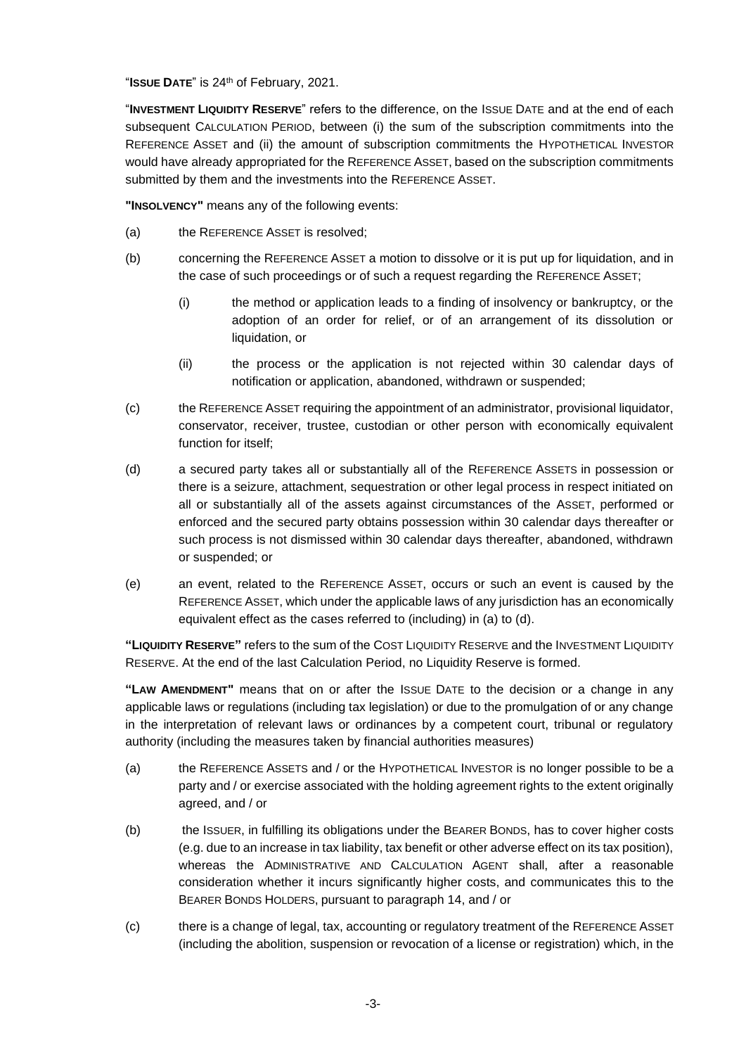"**ISSUE DATE**" is 24th of February, 2021.

"**INVESTMENT LIQUIDITY RESERVE**" refers to the difference, on the ISSUE DATE and at the end of each subsequent CALCULATION PERIOD, between (i) the sum of the subscription commitments into the REFERENCE ASSET and (ii) the amount of subscription commitments the HYPOTHETICAL INVESTOR would have already appropriated for the REFERENCE ASSET, based on the subscription commitments submitted by them and the investments into the REFERENCE ASSET.

**"INSOLVENCY"** means any of the following events:

(a) the REFERENCE ASSET is resolved;

(b) concerning the REFERENCE ASSET a motion to dissolve or it is put up for liquidation, and in the case of such proceedings or of such a request regarding the REFERENCE ASSET;

  (i) the method or application leads to a finding of insolvency or bankruptcy, or the adoption of an order for relief, or of an arrangement of its dissolution or liquidation, or

  (ii) the process or the application is not rejected within 30 calendar days of notification or application, abandoned, withdrawn or suspended;

(c) the REFERENCE ASSET requiring the appointment of an administrator, provisional liquidator, conservator, receiver, trustee, custodian or other person with economically equivalent function for itself;

(d) a secured party takes all or substantially all of the REFERENCE ASSETS in possession or there is a seizure, attachment, sequestration or other legal process in respect initiated on all or substantially all of the assets against circumstances of the ASSET, performed or enforced and the secured party obtains possession within 30 calendar days thereafter or such process is not dismissed within 30 calendar days thereafter, abandoned, withdrawn or suspended; or

(e) an event, related to the REFERENCE ASSET, occurs or such an event is caused by the REFERENCE ASSET, which under the applicable laws of any jurisdiction has an economically equivalent effect as the cases referred to (including) in (a) to (d).

**"LIQUIDITY RESERVE"** refers to the sum of the COST LIQUIDITY RESERVE and the INVESTMENT LIQUIDITY RESERVE. At the end of the last Calculation Period, no Liquidity Reserve is formed.

**"LAW AMENDMENT"** means that on or after the ISSUE DATE to the decision or a change in any applicable laws or regulations (including tax legislation) or due to the promulgation of or any change in the interpretation of relevant laws or ordinances by a competent court, tribunal or regulatory authority (including the measures taken by financial authorities measures)

(a) the REFERENCE ASSETS and / or the HYPOTHETICAL INVESTOR is no longer possible to be a party and / or exercise associated with the holding agreement rights to the extent originally agreed, and / or

(b) the ISSUER, in fulfilling its obligations under the BEARER BONDS, has to cover higher costs (e.g. due to an increase in tax liability, tax benefit or other adverse effect on its tax position), whereas the ADMINISTRATIVE AND CALCULATION AGENT shall, after a reasonable consideration whether it incurs significantly higher costs, and communicates this to the BEARER BONDS HOLDERS, pursuant to paragraph 14, and / or

(c) there is a change of legal, tax, accounting or regulatory treatment of the REFERENCE ASSET (including the abolition, suspension or revocation of a license or registration) which, in the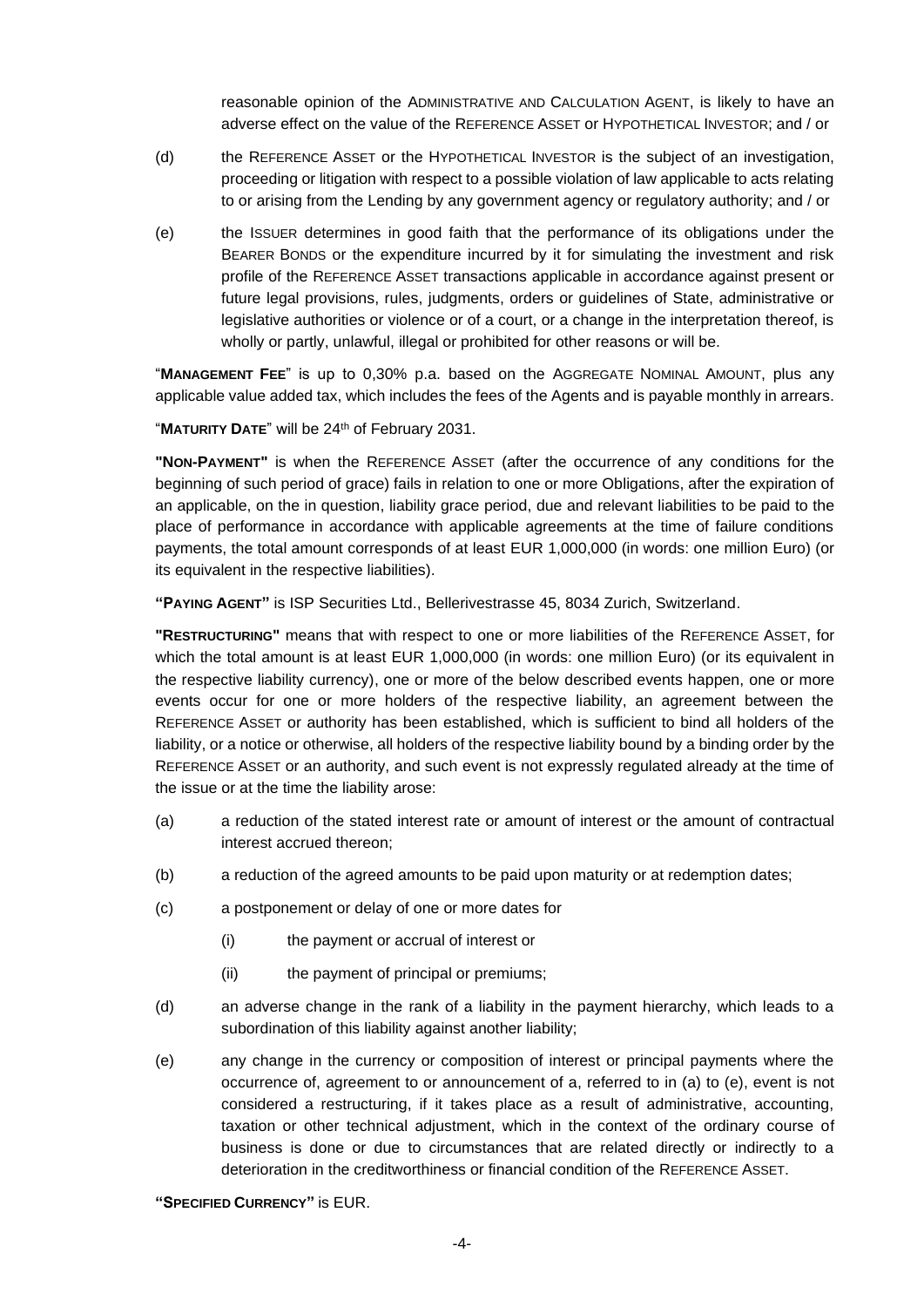reasonable opinion of the ADMINISTRATIVE AND CALCULATION AGENT, is likely to have an adverse effect on the value of the REFERENCE ASSET or HYPOTHETICAL INVESTOR; and / or

(d) the REFERENCE ASSET or the HYPOTHETICAL INVESTOR is the subject of an investigation, proceeding or litigation with respect to a possible violation of law applicable to acts relating to or arising from the Lending by any government agency or regulatory authority; and / or

(e) the ISSUER determines in good faith that the performance of its obligations under the BEARER BONDS or the expenditure incurred by it for simulating the investment and risk profile of the REFERENCE ASSET transactions applicable in accordance against present or future legal provisions, rules, judgments, orders or guidelines of State, administrative or legislative authorities or violence or of a court, or a change in the interpretation thereof, is wholly or partly, unlawful, illegal or prohibited for other reasons or will be.

"**MANAGEMENT FEE**" is up to 0,30% p.a. based on the AGGREGATE NOMINAL AMOUNT, plus any applicable value added tax, which includes the fees of the Agents and is payable monthly in arrears.

"**MATURITY DATE**" will be 24th of February 2031.

**"NON-PAYMENT"** is when the REFERENCE ASSET (after the occurrence of any conditions for the beginning of such period of grace) fails in relation to one or more Obligations, after the expiration of an applicable, on the in question, liability grace period, due and relevant liabilities to be paid to the place of performance in accordance with applicable agreements at the time of failure conditions payments, the total amount corresponds of at least EUR 1,000,000 (in words: one million Euro) (or its equivalent in the respective liabilities).

**"PAYING AGENT"** is ISP Securities Ltd., Bellerivestrasse 45, 8034 Zurich, Switzerland.

**"RESTRUCTURING"** means that with respect to one or more liabilities of the REFERENCE ASSET, for which the total amount is at least EUR 1,000,000 (in words: one million Euro) (or its equivalent in the respective liability currency), one or more of the below described events happen, one or more events occur for one or more holders of the respective liability, an agreement between the REFERENCE ASSET or authority has been established, which is sufficient to bind all holders of the liability, or a notice or otherwise, all holders of the respective liability bound by a binding order by the REFERENCE ASSET or an authority, and such event is not expressly regulated already at the time of the issue or at the time the liability arose:

(a) a reduction of the stated interest rate or amount of interest or the amount of contractual interest accrued thereon;

(b) a reduction of the agreed amounts to be paid upon maturity or at redemption dates;

(c) a postponement or delay of one or more dates for

  (i) the payment or accrual of interest or

  (ii) the payment of principal or premiums;

(d) an adverse change in the rank of a liability in the payment hierarchy, which leads to a subordination of this liability against another liability;

(e) any change in the currency or composition of interest or principal payments where the occurrence of, agreement to or announcement of a, referred to in (a) to (e), event is not considered a restructuring, if it takes place as a result of administrative, accounting, taxation or other technical adjustment, which in the context of the ordinary course of business is done or due to circumstances that are related directly or indirectly to a deterioration in the creditworthiness or financial condition of the REFERENCE ASSET.

**"SPECIFIED CURRENCY"** is EUR.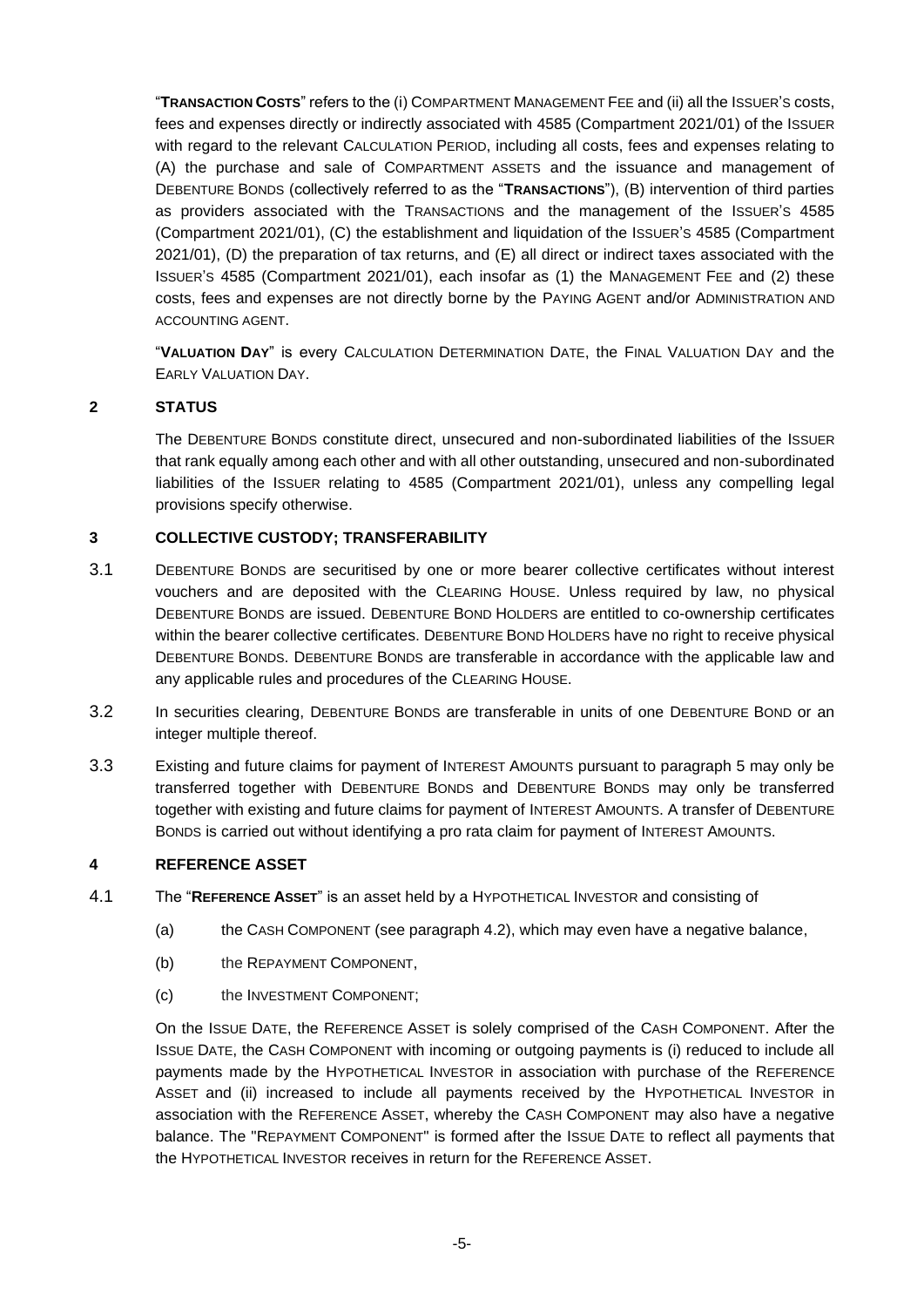"**TRANSACTION COSTS**" refers to the (i) COMPARTMENT MANAGEMENT FEE and (ii) all the ISSUER'S costs, fees and expenses directly or indirectly associated with 4585 (Compartment 2021/01) of the ISSUER with regard to the relevant CALCULATION PERIOD, including all costs, fees and expenses relating to (A) the purchase and sale of COMPARTMENT ASSETS and the issuance and management of DEBENTURE BONDS (collectively referred to as the "**TRANSACTIONS**"), (B) intervention of third parties as providers associated with the TRANSACTIONS and the management of the ISSUER'S 4585 (Compartment 2021/01), (C) the establishment and liquidation of the ISSUER'S 4585 (Compartment 2021/01), (D) the preparation of tax returns, and (E) all direct or indirect taxes associated with the ISSUER'S 4585 (Compartment 2021/01), each insofar as (1) the MANAGEMENT FEE and (2) these costs, fees and expenses are not directly borne by the PAYING AGENT and/or ADMINISTRATION AND ACCOUNTING AGENT.

"**VALUATION DAY**" is every CALCULATION DETERMINATION DATE, the FINAL VALUATION DAY and the EARLY VALUATION DAY.

## 2 STATUS

The DEBENTURE BONDS constitute direct, unsecured and non-subordinated liabilities of the ISSUER that rank equally among each other and with all other outstanding, unsecured and non-subordinated liabilities of the ISSUER relating to 4585 (Compartment 2021/01), unless any compelling legal provisions specify otherwise.

## 3 COLLECTIVE CUSTODY; TRANSFERABILITY

3.1 DEBENTURE BONDS are securitised by one or more bearer collective certificates without interest vouchers and are deposited with the CLEARING HOUSE. Unless required by law, no physical DEBENTURE BONDS are issued. DEBENTURE BOND HOLDERS are entitled to co-ownership certificates within the bearer collective certificates. DEBENTURE BOND HOLDERS have no right to receive physical DEBENTURE BONDS. DEBENTURE BONDS are transferable in accordance with the applicable law and any applicable rules and procedures of the CLEARING HOUSE.

3.2 In securities clearing, DEBENTURE BONDS are transferable in units of one DEBENTURE BOND or an integer multiple thereof.

3.3 Existing and future claims for payment of INTEREST AMOUNTS pursuant to paragraph 5 may only be transferred together with DEBENTURE BONDS and DEBENTURE BONDS may only be transferred together with existing and future claims for payment of INTEREST AMOUNTS. A transfer of DEBENTURE BONDS is carried out without identifying a pro rata claim for payment of INTEREST AMOUNTS.

## 4 REFERENCE ASSET

4.1 The "**REFERENCE ASSET**" is an asset held by a HYPOTHETICAL INVESTOR and consisting of

(a) the CASH COMPONENT (see paragraph 4.2), which may even have a negative balance,

(b) the REPAYMENT COMPONENT,

(c) the INVESTMENT COMPONENT;

On the ISSUE DATE, the REFERENCE ASSET is solely comprised of the CASH COMPONENT. After the ISSUE DATE, the CASH COMPONENT with incoming or outgoing payments is (i) reduced to include all payments made by the HYPOTHETICAL INVESTOR in association with purchase of the REFERENCE ASSET and (ii) increased to include all payments received by the HYPOTHETICAL INVESTOR in association with the REFERENCE ASSET, whereby the CASH COMPONENT may also have a negative balance. The "REPAYMENT COMPONENT" is formed after the ISSUE DATE to reflect all payments that the HYPOTHETICAL INVESTOR receives in return for the REFERENCE ASSET.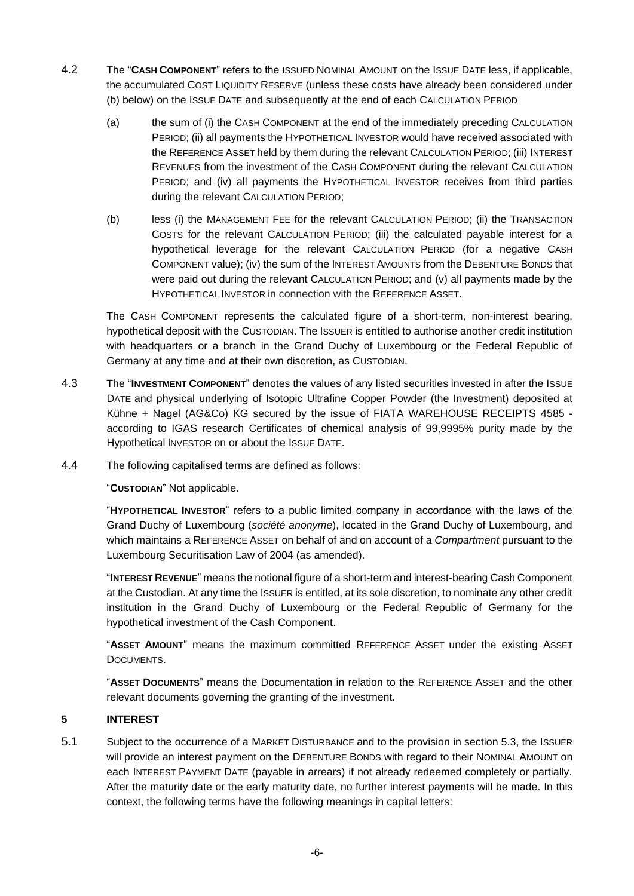4.2 The "**CASH COMPONENT**" refers to the ISSUED NOMINAL AMOUNT on the ISSUE DATE less, if applicable, the accumulated COST LIQUIDITY RESERVE (unless these costs have already been considered under (b) below) on the ISSUE DATE and subsequently at the end of each CALCULATION PERIOD

(a) the sum of (i) the CASH COMPONENT at the end of the immediately preceding CALCULATION PERIOD; (ii) all payments the HYPOTHETICAL INVESTOR would have received associated with the REFERENCE ASSET held by them during the relevant CALCULATION PERIOD; (iii) INTEREST REVENUES from the investment of the CASH COMPONENT during the relevant CALCULATION PERIOD; and (iv) all payments the HYPOTHETICAL INVESTOR receives from third parties during the relevant CALCULATION PERIOD;

(b) less (i) the MANAGEMENT FEE for the relevant CALCULATION PERIOD; (ii) the TRANSACTION COSTS for the relevant CALCULATION PERIOD; (iii) the calculated payable interest for a hypothetical leverage for the relevant CALCULATION PERIOD (for a negative CASH COMPONENT value); (iv) the sum of the INTEREST AMOUNTS from the DEBENTURE BONDS that were paid out during the relevant CALCULATION PERIOD; and (v) all payments made by the HYPOTHETICAL INVESTOR in connection with the REFERENCE ASSET.

The CASH COMPONENT represents the calculated figure of a short-term, non-interest bearing, hypothetical deposit with the CUSTODIAN. The ISSUER is entitled to authorise another credit institution with headquarters or a branch in the Grand Duchy of Luxembourg or the Federal Republic of Germany at any time and at their own discretion, as CUSTODIAN.

4.3 The "**INVESTMENT COMPONENT**" denotes the values of any listed securities invested in after the ISSUE DATE and physical underlying of Isotopic Ultrafine Copper Powder (the Investment) deposited at Kühne + Nagel (AG&Co) KG secured by the issue of FIATA WAREHOUSE RECEIPTS 4585 - according to IGAS research Certificates of chemical analysis of 99,9995% purity made by the Hypothetical INVESTOR on or about the ISSUE DATE.

4.4 The following capitalised terms are defined as follows:

"**CUSTODIAN**" Not applicable.

"**HYPOTHETICAL INVESTOR**" refers to a public limited company in accordance with the laws of the Grand Duchy of Luxembourg (*société anonyme*), located in the Grand Duchy of Luxembourg, and which maintains a REFERENCE ASSET on behalf of and on account of a *Compartment* pursuant to the Luxembourg Securitisation Law of 2004 (as amended).

"**INTEREST REVENUE**" means the notional figure of a short-term and interest-bearing Cash Component at the Custodian. At any time the ISSUER is entitled, at its sole discretion, to nominate any other credit institution in the Grand Duchy of Luxembourg or the Federal Republic of Germany for the hypothetical investment of the Cash Component.

"**ASSET AMOUNT**" means the maximum committed REFERENCE ASSET under the existing ASSET DOCUMENTS.

"**ASSET DOCUMENTS**" means the Documentation in relation to the REFERENCE ASSET and the other relevant documents governing the granting of the investment.

## 5 INTEREST

5.1 Subject to the occurrence of a MARKET DISTURBANCE and to the provision in section 5.3, the ISSUER will provide an interest payment on the DEBENTURE BONDS with regard to their NOMINAL AMOUNT on each INTEREST PAYMENT DATE (payable in arrears) if not already redeemed completely or partially. After the maturity date or the early maturity date, no further interest payments will be made. In this context, the following terms have the following meanings in capital letters: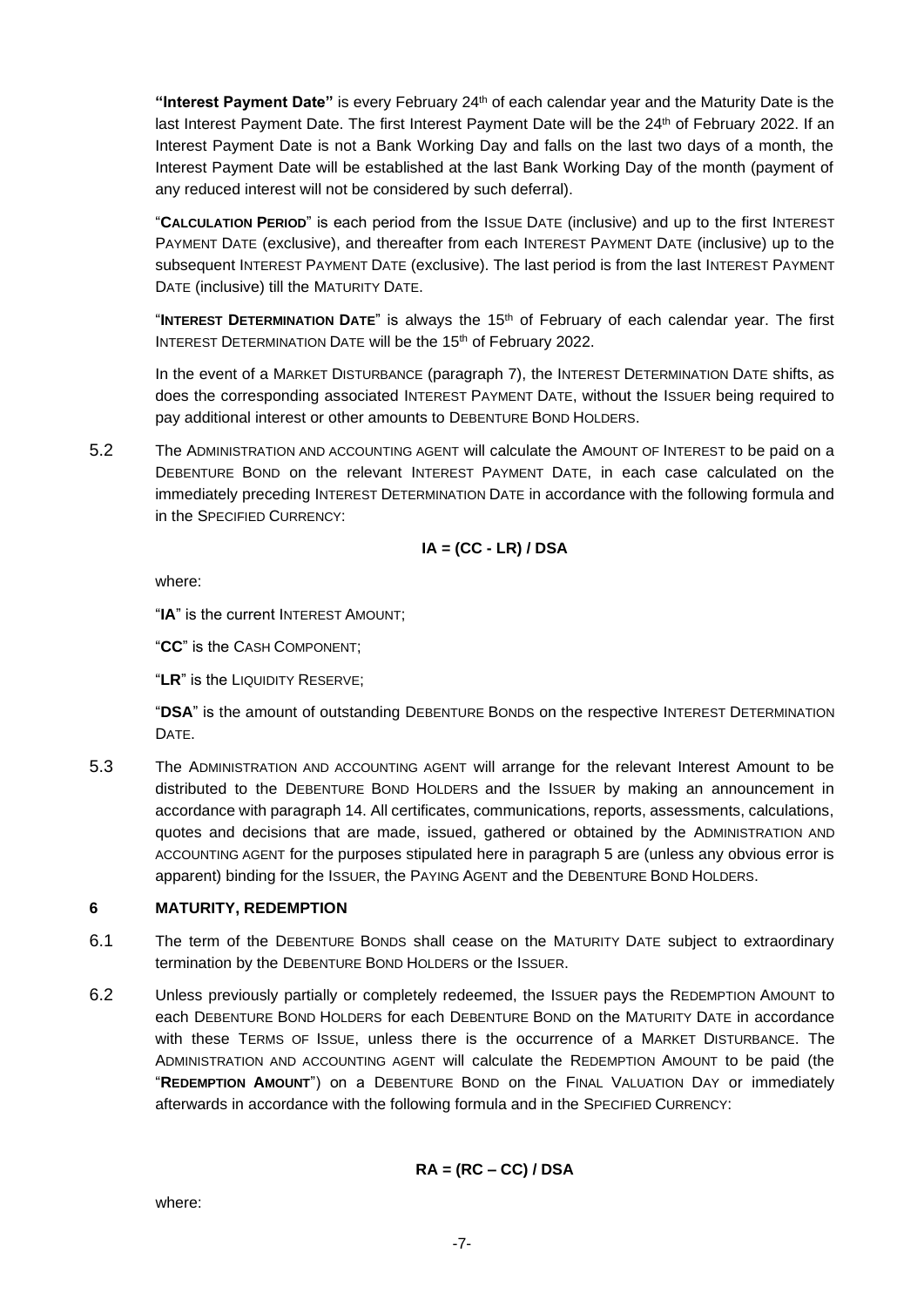**"Interest Payment Date"** is every February 24th of each calendar year and the Maturity Date is the last Interest Payment Date. The first Interest Payment Date will be the 24th of February 2022. If an Interest Payment Date is not a Bank Working Day and falls on the last two days of a month, the Interest Payment Date will be established at the last Bank Working Day of the month (payment of any reduced interest will not be considered by such deferral).

"**CALCULATION PERIOD**" is each period from the ISSUE DATE (inclusive) and up to the first INTEREST PAYMENT DATE (exclusive), and thereafter from each INTEREST PAYMENT DATE (inclusive) up to the subsequent INTEREST PAYMENT DATE (exclusive). The last period is from the last INTEREST PAYMENT DATE (inclusive) till the MATURITY DATE.

"**INTEREST DETERMINATION DATE**" is always the 15th of February of each calendar year. The first INTEREST DETERMINATION DATE will be the 15th of February 2022.

In the event of a MARKET DISTURBANCE (paragraph 7), the INTEREST DETERMINATION DATE shifts, as does the corresponding associated INTEREST PAYMENT DATE, without the ISSUER being required to pay additional interest or other amounts to DEBENTURE BOND HOLDERS.

5.2 The ADMINISTRATION AND ACCOUNTING AGENT will calculate the AMOUNT OF INTEREST to be paid on a DEBENTURE BOND on the relevant INTEREST PAYMENT DATE, in each case calculated on the immediately preceding INTEREST DETERMINATION DATE in accordance with the following formula and in the SPECIFIED CURRENCY:

$$IA = (CC - LR) / DSA$$

where:

"**IA**" is the current INTEREST AMOUNT;

"**CC**" is the CASH COMPONENT;

"**LR**" is the LIQUIDITY RESERVE;

"**DSA**" is the amount of outstanding DEBENTURE BONDS on the respective INTEREST DETERMINATION DATE.

5.3 The ADMINISTRATION AND ACCOUNTING AGENT will arrange for the relevant Interest Amount to be distributed to the DEBENTURE BOND HOLDERS and the ISSUER by making an announcement in accordance with paragraph 14. All certificates, communications, reports, assessments, calculations, quotes and decisions that are made, issued, gathered or obtained by the ADMINISTRATION AND ACCOUNTING AGENT for the purposes stipulated here in paragraph 5 are (unless any obvious error is apparent) binding for the ISSUER, the PAYING AGENT and the DEBENTURE BOND HOLDERS.

## 6 MATURITY, REDEMPTION

6.1 The term of the DEBENTURE BONDS shall cease on the MATURITY DATE subject to extraordinary termination by the DEBENTURE BOND HOLDERS or the ISSUER.

6.2 Unless previously partially or completely redeemed, the ISSUER pays the REDEMPTION AMOUNT to each DEBENTURE BOND HOLDERS for each DEBENTURE BOND on the MATURITY DATE in accordance with these TERMS OF ISSUE, unless there is the occurrence of a MARKET DISTURBANCE. The ADMINISTRATION AND ACCOUNTING AGENT will calculate the REDEMPTION AMOUNT to be paid (the "**REDEMPTION AMOUNT**") on a DEBENTURE BOND on the FINAL VALUATION DAY or immediately afterwards in accordance with the following formula and in the SPECIFIED CURRENCY:

$$RA = (RC – CC) / DSA$$

where: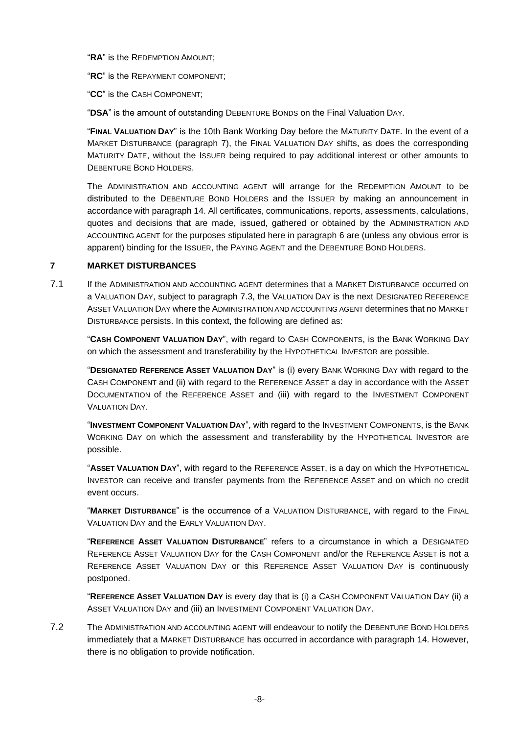"**RA**" is the REDEMPTION AMOUNT;

"**RC**" is the REPAYMENT COMPONENT;

"**CC**" is the CASH COMPONENT;

"**DSA**" is the amount of outstanding DEBENTURE BONDS on the Final Valuation DAY.

"**FINAL VALUATION DAY**" is the 10th Bank Working Day before the MATURITY DATE. In the event of a MARKET DISTURBANCE (paragraph 7), the FINAL VALUATION DAY shifts, as does the corresponding MATURITY DATE, without the ISSUER being required to pay additional interest or other amounts to DEBENTURE BOND HOLDERS.

The ADMINISTRATION AND ACCOUNTING AGENT will arrange for the REDEMPTION AMOUNT to be distributed to the DEBENTURE BOND HOLDERS and the ISSUER by making an announcement in accordance with paragraph 14. All certificates, communications, reports, assessments, calculations, quotes and decisions that are made, issued, gathered or obtained by the ADMINISTRATION AND ACCOUNTING AGENT for the purposes stipulated here in paragraph 6 are (unless any obvious error is apparent) binding for the ISSUER, the PAYING AGENT and the DEBENTURE BOND HOLDERS.

## 7 MARKET DISTURBANCES

7.1 If the ADMINISTRATION AND ACCOUNTING AGENT determines that a MARKET DISTURBANCE occurred on a VALUATION DAY, subject to paragraph 7.3, the VALUATION DAY is the next DESIGNATED REFERENCE ASSET VALUATION DAY where the ADMINISTRATION AND ACCOUNTING AGENT determines that no MARKET DISTURBANCE persists. In this context, the following are defined as:

"**CASH COMPONENT VALUATION DAY**", with regard to CASH COMPONENTS, is the BANK WORKING DAY on which the assessment and transferability by the HYPOTHETICAL INVESTOR are possible.

"**DESIGNATED REFERENCE ASSET VALUATION DAY**" is (i) every BANK WORKING DAY with regard to the CASH COMPONENT and (ii) with regard to the REFERENCE ASSET a day in accordance with the ASSET DOCUMENTATION of the REFERENCE ASSET and (iii) with regard to the INVESTMENT COMPONENT VALUATION DAY.

"**INVESTMENT COMPONENT VALUATION DAY**", with regard to the INVESTMENT COMPONENTS, is the BANK WORKING DAY on which the assessment and transferability by the HYPOTHETICAL INVESTOR are possible.

"**ASSET VALUATION DAY**", with regard to the REFERENCE ASSET, is a day on which the HYPOTHETICAL INVESTOR can receive and transfer payments from the REFERENCE ASSET and on which no credit event occurs.

"**MARKET DISTURBANCE**" is the occurrence of a VALUATION DISTURBANCE, with regard to the FINAL VALUATION DAY and the EARLY VALUATION DAY.

"**REFERENCE ASSET VALUATION DISTURBANCE**" refers to a circumstance in which a DESIGNATED REFERENCE ASSET VALUATION DAY for the CASH COMPONENT and/or the REFERENCE ASSET is not a REFERENCE ASSET VALUATION DAY or this REFERENCE ASSET VALUATION DAY is continuously postponed.

"**REFERENCE ASSET VALUATION DAY** is every day that is (i) a CASH COMPONENT VALUATION DAY (ii) a ASSET VALUATION DAY and (iii) an INVESTMENT COMPONENT VALUATION DAY.

7.2 The ADMINISTRATION AND ACCOUNTING AGENT will endeavour to notify the DEBENTURE BOND HOLDERS immediately that a MARKET DISTURBANCE has occurred in accordance with paragraph 14. However, there is no obligation to provide notification.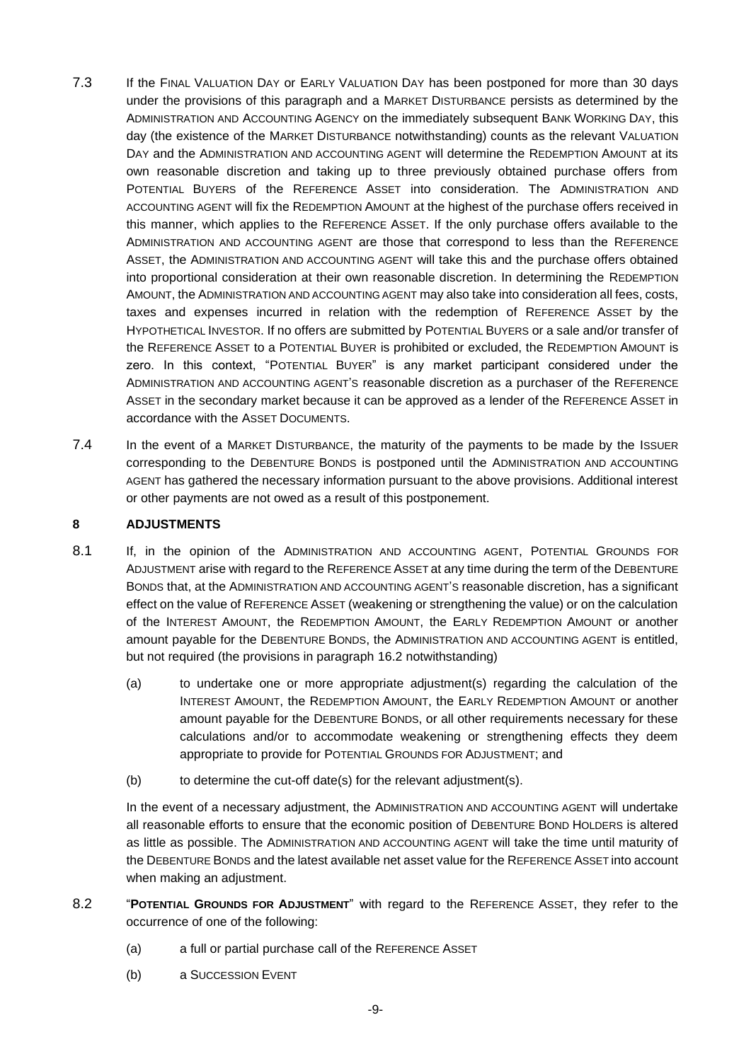7.3 If the FINAL VALUATION DAY or EARLY VALUATION DAY has been postponed for more than 30 days under the provisions of this paragraph and a MARKET DISTURBANCE persists as determined by the ADMINISTRATION AND ACCOUNTING AGENCY on the immediately subsequent BANK WORKING DAY, this day (the existence of the MARKET DISTURBANCE notwithstanding) counts as the relevant VALUATION DAY and the ADMINISTRATION AND ACCOUNTING AGENT will determine the REDEMPTION AMOUNT at its own reasonable discretion and taking up to three previously obtained purchase offers from POTENTIAL BUYERS of the REFERENCE ASSET into consideration. The ADMINISTRATION AND ACCOUNTING AGENT will fix the REDEMPTION AMOUNT at the highest of the purchase offers received in this manner, which applies to the REFERENCE ASSET. If the only purchase offers available to the ADMINISTRATION AND ACCOUNTING AGENT are those that correspond to less than the REFERENCE ASSET, the ADMINISTRATION AND ACCOUNTING AGENT will take this and the purchase offers obtained into proportional consideration at their own reasonable discretion. In determining the REDEMPTION AMOUNT, the ADMINISTRATION AND ACCOUNTING AGENT may also take into consideration all fees, costs, taxes and expenses incurred in relation with the redemption of REFERENCE ASSET by the HYPOTHETICAL INVESTOR. If no offers are submitted by POTENTIAL BUYERS or a sale and/or transfer of the REFERENCE ASSET to a POTENTIAL BUYER is prohibited or excluded, the REDEMPTION AMOUNT is zero. In this context, "POTENTIAL BUYER" is any market participant considered under the ADMINISTRATION AND ACCOUNTING AGENT'S reasonable discretion as a purchaser of the REFERENCE ASSET in the secondary market because it can be approved as a lender of the REFERENCE ASSET in accordance with the ASSET DOCUMENTS.

7.4 In the event of a MARKET DISTURBANCE, the maturity of the payments to be made by the ISSUER corresponding to the DEBENTURE BONDS is postponed until the ADMINISTRATION AND ACCOUNTING AGENT has gathered the necessary information pursuant to the above provisions. Additional interest or other payments are not owed as a result of this postponement.

## 8 ADJUSTMENTS

8.1 If, in the opinion of the ADMINISTRATION AND ACCOUNTING AGENT, POTENTIAL GROUNDS FOR ADJUSTMENT arise with regard to the REFERENCE ASSET at any time during the term of the DEBENTURE BONDS that, at the ADMINISTRATION AND ACCOUNTING AGENT'S reasonable discretion, has a significant effect on the value of REFERENCE ASSET (weakening or strengthening the value) or on the calculation of the INTEREST AMOUNT, the REDEMPTION AMOUNT, the EARLY REDEMPTION AMOUNT or another amount payable for the DEBENTURE BONDS, the ADMINISTRATION AND ACCOUNTING AGENT is entitled, but not required (the provisions in paragraph 16.2 notwithstanding)

(a) to undertake one or more appropriate adjustment(s) regarding the calculation of the INTEREST AMOUNT, the REDEMPTION AMOUNT, the EARLY REDEMPTION AMOUNT or another amount payable for the DEBENTURE BONDS, or all other requirements necessary for these calculations and/or to accommodate weakening or strengthening effects they deem appropriate to provide for POTENTIAL GROUNDS FOR ADJUSTMENT; and

(b) to determine the cut-off date(s) for the relevant adjustment(s).

In the event of a necessary adjustment, the ADMINISTRATION AND ACCOUNTING AGENT will undertake all reasonable efforts to ensure that the economic position of DEBENTURE BOND HOLDERS is altered as little as possible. The ADMINISTRATION AND ACCOUNTING AGENT will take the time until maturity of the DEBENTURE BONDS and the latest available net asset value for the REFERENCE ASSET into account when making an adjustment.

8.2 "**POTENTIAL GROUNDS FOR ADJUSTMENT**" with regard to the REFERENCE ASSET, they refer to the occurrence of one of the following:

(a) a full or partial purchase call of the REFERENCE ASSET

(b) a SUCCESSION EVENT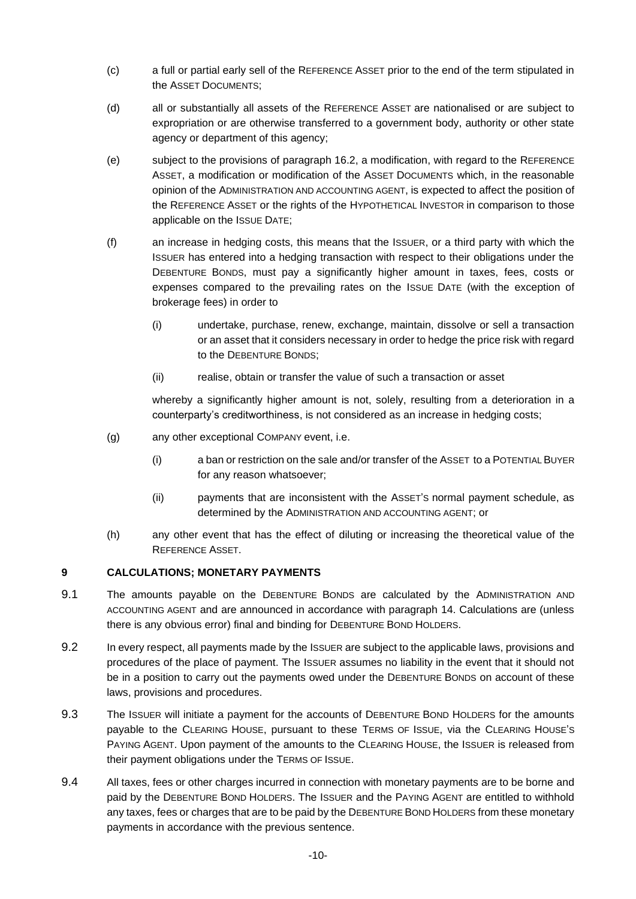(c) a full or partial early sell of the REFERENCE ASSET prior to the end of the term stipulated in the ASSET DOCUMENTS;

(d) all or substantially all assets of the REFERENCE ASSET are nationalised or are subject to expropriation or are otherwise transferred to a government body, authority or other state agency or department of this agency;

(e) subject to the provisions of paragraph 16.2, a modification, with regard to the REFERENCE ASSET, a modification or modification of the ASSET DOCUMENTS which, in the reasonable opinion of the ADMINISTRATION AND ACCOUNTING AGENT, is expected to affect the position of the REFERENCE ASSET or the rights of the HYPOTHETICAL INVESTOR in comparison to those applicable on the ISSUE DATE;

(f) an increase in hedging costs, this means that the ISSUER, or a third party with which the ISSUER has entered into a hedging transaction with respect to their obligations under the DEBENTURE BONDS, must pay a significantly higher amount in taxes, fees, costs or expenses compared to the prevailing rates on the ISSUE DATE (with the exception of brokerage fees) in order to

  (i) undertake, purchase, renew, exchange, maintain, dissolve or sell a transaction or an asset that it considers necessary in order to hedge the price risk with regard to the DEBENTURE BONDS;

  (ii) realise, obtain or transfer the value of such a transaction or asset

  whereby a significantly higher amount is not, solely, resulting from a deterioration in a counterparty's creditworthiness, is not considered as an increase in hedging costs;

(g) any other exceptional COMPANY event, i.e.

  (i) a ban or restriction on the sale and/or transfer of the ASSET to a POTENTIAL BUYER for any reason whatsoever;

  (ii) payments that are inconsistent with the ASSET'S normal payment schedule, as determined by the ADMINISTRATION AND ACCOUNTING AGENT; or

(h) any other event that has the effect of diluting or increasing the theoretical value of the REFERENCE ASSET.

## 9 CALCULATIONS; MONETARY PAYMENTS

9.1 The amounts payable on the DEBENTURE BONDS are calculated by the ADMINISTRATION AND ACCOUNTING AGENT and are announced in accordance with paragraph 14. Calculations are (unless there is any obvious error) final and binding for DEBENTURE BOND HOLDERS.

9.2 In every respect, all payments made by the ISSUER are subject to the applicable laws, provisions and procedures of the place of payment. The ISSUER assumes no liability in the event that it should not be in a position to carry out the payments owed under the DEBENTURE BONDS on account of these laws, provisions and procedures.

9.3 The ISSUER will initiate a payment for the accounts of DEBENTURE BOND HOLDERS for the amounts payable to the CLEARING HOUSE, pursuant to these TERMS OF ISSUE, via the CLEARING HOUSE'S PAYING AGENT. Upon payment of the amounts to the CLEARING HOUSE, the ISSUER is released from their payment obligations under the TERMS OF ISSUE.

9.4 All taxes, fees or other charges incurred in connection with monetary payments are to be borne and paid by the DEBENTURE BOND HOLDERS. The ISSUER and the PAYING AGENT are entitled to withhold any taxes, fees or charges that are to be paid by the DEBENTURE BOND HOLDERS from these monetary payments in accordance with the previous sentence.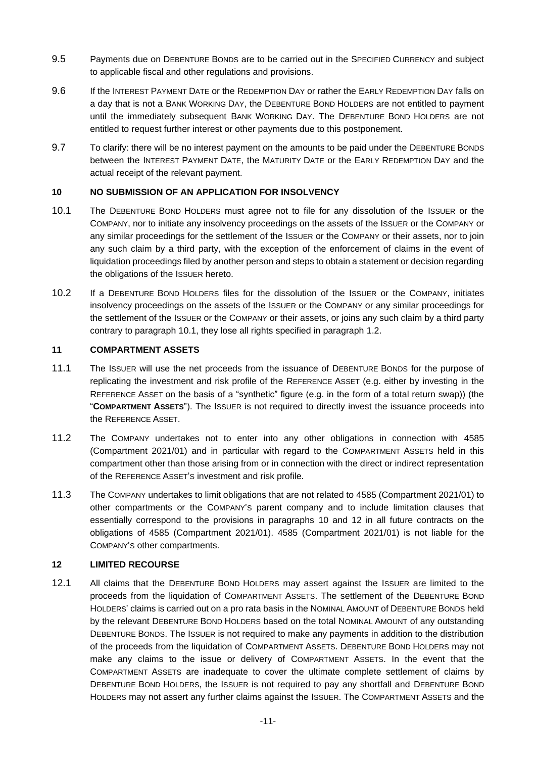9.5 Payments due on DEBENTURE BONDS are to be carried out in the SPECIFIED CURRENCY and subject to applicable fiscal and other regulations and provisions.

9.6 If the INTEREST PAYMENT DATE or the REDEMPTION DAY or rather the EARLY REDEMPTION DAY falls on a day that is not a BANK WORKING DAY, the DEBENTURE BOND HOLDERS are not entitled to payment until the immediately subsequent BANK WORKING DAY. The DEBENTURE BOND HOLDERS are not entitled to request further interest or other payments due to this postponement.

9.7 To clarify: there will be no interest payment on the amounts to be paid under the DEBENTURE BONDS between the INTEREST PAYMENT DATE, the MATURITY DATE or the EARLY REDEMPTION DAY and the actual receipt of the relevant payment.

## 10 NO SUBMISSION OF AN APPLICATION FOR INSOLVENCY

10.1 The DEBENTURE BOND HOLDERS must agree not to file for any dissolution of the ISSUER or the COMPANY, nor to initiate any insolvency proceedings on the assets of the ISSUER or the COMPANY or any similar proceedings for the settlement of the ISSUER or the COMPANY or their assets, nor to join any such claim by a third party, with the exception of the enforcement of claims in the event of liquidation proceedings filed by another person and steps to obtain a statement or decision regarding the obligations of the ISSUER hereto.

10.2 If a DEBENTURE BOND HOLDERS files for the dissolution of the ISSUER or the COMPANY, initiates insolvency proceedings on the assets of the ISSUER or the COMPANY or any similar proceedings for the settlement of the ISSUER or the COMPANY or their assets, or joins any such claim by a third party contrary to paragraph 10.1, they lose all rights specified in paragraph 1.2.

## 11 COMPARTMENT ASSETS

11.1 The ISSUER will use the net proceeds from the issuance of DEBENTURE BONDS for the purpose of replicating the investment and risk profile of the REFERENCE ASSET (e.g. either by investing in the REFERENCE ASSET on the basis of a "synthetic" figure (e.g. in the form of a total return swap)) (the "**COMPARTMENT ASSETS**"). The ISSUER is not required to directly invest the issuance proceeds into the REFERENCE ASSET.

11.2 The COMPANY undertakes not to enter into any other obligations in connection with 4585 (Compartment 2021/01) and in particular with regard to the COMPARTMENT ASSETS held in this compartment other than those arising from or in connection with the direct or indirect representation of the REFERENCE ASSET'S investment and risk profile.

11.3 The COMPANY undertakes to limit obligations that are not related to 4585 (Compartment 2021/01) to other compartments or the COMPANY'S parent company and to include limitation clauses that essentially correspond to the provisions in paragraphs 10 and 12 in all future contracts on the obligations of 4585 (Compartment 2021/01). 4585 (Compartment 2021/01) is not liable for the COMPANY'S other compartments.

## 12 LIMITED RECOURSE

12.1 All claims that the DEBENTURE BOND HOLDERS may assert against the ISSUER are limited to the proceeds from the liquidation of COMPARTMENT ASSETS. The settlement of the DEBENTURE BOND HOLDERS' claims is carried out on a pro rata basis in the NOMINAL AMOUNT of DEBENTURE BONDS held by the relevant DEBENTURE BOND HOLDERS based on the total NOMINAL AMOUNT of any outstanding DEBENTURE BONDS. The ISSUER is not required to make any payments in addition to the distribution of the proceeds from the liquidation of COMPARTMENT ASSETS. DEBENTURE BOND HOLDERS may not make any claims to the issue or delivery of COMPARTMENT ASSETS. In the event that the COMPARTMENT ASSETS are inadequate to cover the ultimate complete settlement of claims by DEBENTURE BOND HOLDERS, the ISSUER is not required to pay any shortfall and DEBENTURE BOND HOLDERS may not assert any further claims against the ISSUER. The COMPARTMENT ASSETS and the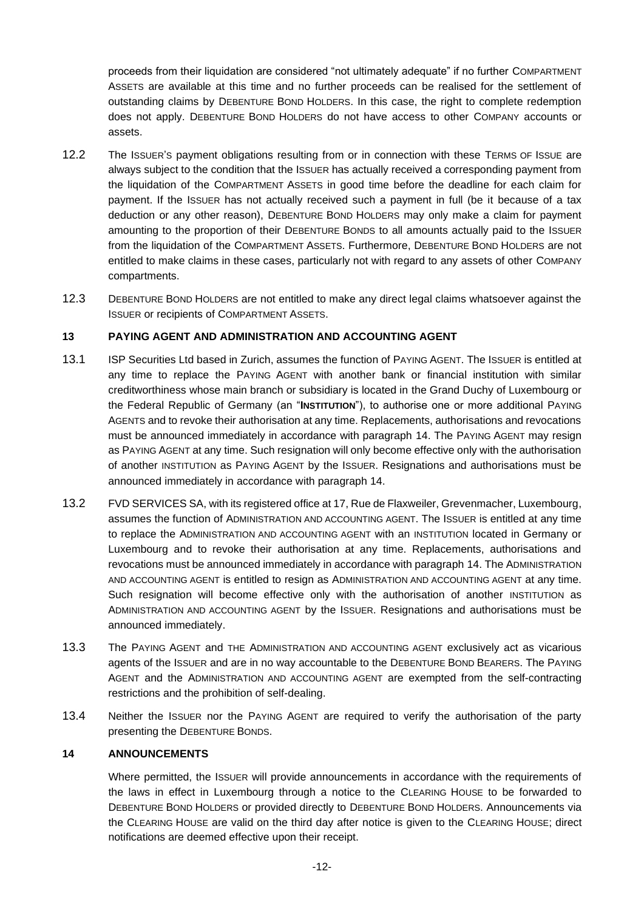proceeds from their liquidation are considered "not ultimately adequate" if no further COMPARTMENT ASSETS are available at this time and no further proceeds can be realised for the settlement of outstanding claims by DEBENTURE BOND HOLDERS. In this case, the right to complete redemption does not apply. DEBENTURE BOND HOLDERS do not have access to other COMPANY accounts or assets.

12.2 The ISSUER'S payment obligations resulting from or in connection with these TERMS OF ISSUE are always subject to the condition that the ISSUER has actually received a corresponding payment from the liquidation of the COMPARTMENT ASSETS in good time before the deadline for each claim for payment. If the ISSUER has not actually received such a payment in full (be it because of a tax deduction or any other reason), DEBENTURE BOND HOLDERS may only make a claim for payment amounting to the proportion of their DEBENTURE BONDS to all amounts actually paid to the ISSUER from the liquidation of the COMPARTMENT ASSETS. Furthermore, DEBENTURE BOND HOLDERS are not entitled to make claims in these cases, particularly not with regard to any assets of other COMPANY compartments.

12.3 DEBENTURE BOND HOLDERS are not entitled to make any direct legal claims whatsoever against the ISSUER or recipients of COMPARTMENT ASSETS.

## 13 PAYING AGENT AND ADMINISTRATION AND ACCOUNTING AGENT

13.1 ISP Securities Ltd based in Zurich, assumes the function of PAYING AGENT. The ISSUER is entitled at any time to replace the PAYING AGENT with another bank or financial institution with similar creditworthiness whose main branch or subsidiary is located in the Grand Duchy of Luxembourg or the Federal Republic of Germany (an "**INSTITUTION**"), to authorise one or more additional PAYING AGENTS and to revoke their authorisation at any time. Replacements, authorisations and revocations must be announced immediately in accordance with paragraph 14. The PAYING AGENT may resign as PAYING AGENT at any time. Such resignation will only become effective only with the authorisation of another INSTITUTION as PAYING AGENT by the ISSUER. Resignations and authorisations must be announced immediately in accordance with paragraph 14.

13.2 FVD SERVICES SA, with its registered office at 17, Rue de Flaxweiler, Grevenmacher, Luxembourg, assumes the function of ADMINISTRATION AND ACCOUNTING AGENT. The ISSUER is entitled at any time to replace the ADMINISTRATION AND ACCOUNTING AGENT with an INSTITUTION located in Germany or Luxembourg and to revoke their authorisation at any time. Replacements, authorisations and revocations must be announced immediately in accordance with paragraph 14. The ADMINISTRATION AND ACCOUNTING AGENT is entitled to resign as ADMINISTRATION AND ACCOUNTING AGENT at any time. Such resignation will become effective only with the authorisation of another INSTITUTION as ADMINISTRATION AND ACCOUNTING AGENT by the ISSUER. Resignations and authorisations must be announced immediately.

13.3 The PAYING AGENT and THE ADMINISTRATION AND ACCOUNTING AGENT exclusively act as vicarious agents of the ISSUER and are in no way accountable to the DEBENTURE BOND BEARERS. The PAYING AGENT and the ADMINISTRATION AND ACCOUNTING AGENT are exempted from the self-contracting restrictions and the prohibition of self-dealing.

13.4 Neither the ISSUER nor the PAYING AGENT are required to verify the authorisation of the party presenting the DEBENTURE BONDS.

## 14 ANNOUNCEMENTS

Where permitted, the ISSUER will provide announcements in accordance with the requirements of the laws in effect in Luxembourg through a notice to the CLEARING HOUSE to be forwarded to DEBENTURE BOND HOLDERS or provided directly to DEBENTURE BOND HOLDERS. Announcements via the CLEARING HOUSE are valid on the third day after notice is given to the CLEARING HOUSE; direct notifications are deemed effective upon their receipt.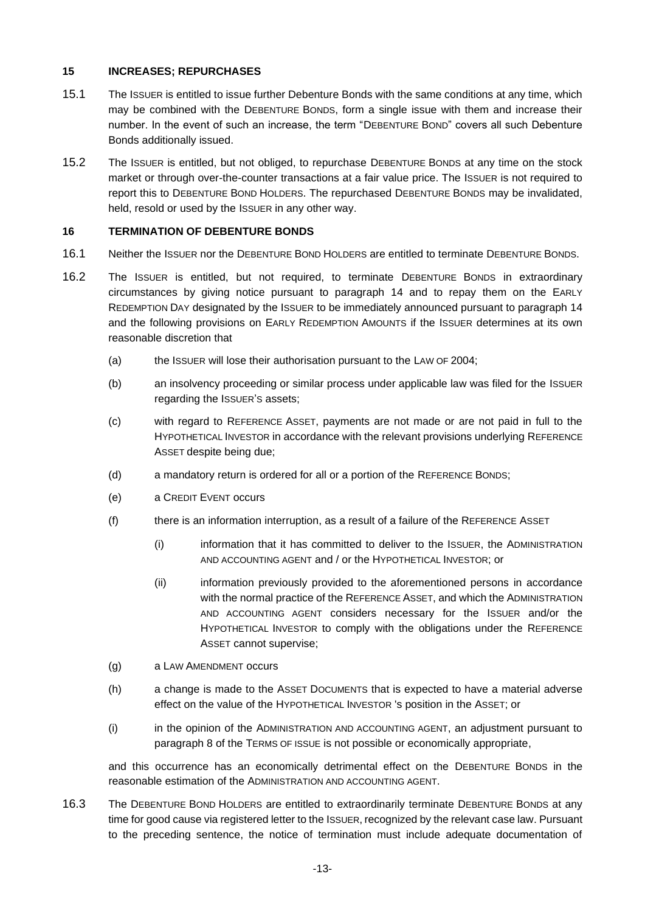## 15 INCREASES; REPURCHASES

15.1 The ISSUER is entitled to issue further Debenture Bonds with the same conditions at any time, which may be combined with the DEBENTURE BONDS, form a single issue with them and increase their number. In the event of such an increase, the term "DEBENTURE BOND" covers all such Debenture Bonds additionally issued.

15.2 The ISSUER is entitled, but not obliged, to repurchase DEBENTURE BONDS at any time on the stock market or through over-the-counter transactions at a fair value price. The ISSUER is not required to report this to DEBENTURE BOND HOLDERS. The repurchased DEBENTURE BONDS may be invalidated, held, resold or used by the ISSUER in any other way.

## 16 TERMINATION OF DEBENTURE BONDS

16.1 Neither the ISSUER nor the DEBENTURE BOND HOLDERS are entitled to terminate DEBENTURE BONDS.

16.2 The ISSUER is entitled, but not required, to terminate DEBENTURE BONDS in extraordinary circumstances by giving notice pursuant to paragraph 14 and to repay them on the EARLY REDEMPTION DAY designated by the ISSUER to be immediately announced pursuant to paragraph 14 and the following provisions on EARLY REDEMPTION AMOUNTS if the ISSUER determines at its own reasonable discretion that

(a) the ISSUER will lose their authorisation pursuant to the LAW OF 2004;

(b) an insolvency proceeding or similar process under applicable law was filed for the ISSUER regarding the ISSUER'S assets;

(c) with regard to REFERENCE ASSET, payments are not made or are not paid in full to the HYPOTHETICAL INVESTOR in accordance with the relevant provisions underlying REFERENCE ASSET despite being due;

(d) a mandatory return is ordered for all or a portion of the REFERENCE BONDS;

(e) a CREDIT EVENT occurs

(f) there is an information interruption, as a result of a failure of the REFERENCE ASSET

(i) information that it has committed to deliver to the ISSUER, the ADMINISTRATION AND ACCOUNTING AGENT and / or the HYPOTHETICAL INVESTOR; or

(ii) information previously provided to the aforementioned persons in accordance with the normal practice of the REFERENCE ASSET, and which the ADMINISTRATION AND ACCOUNTING AGENT considers necessary for the ISSUER and/or the HYPOTHETICAL INVESTOR to comply with the obligations under the REFERENCE ASSET cannot supervise;

(g) a LAW AMENDMENT occurs

(h) a change is made to the ASSET DOCUMENTS that is expected to have a material adverse effect on the value of the HYPOTHETICAL INVESTOR 's position in the ASSET; or

(i) in the opinion of the ADMINISTRATION AND ACCOUNTING AGENT, an adjustment pursuant to paragraph 8 of the TERMS OF ISSUE is not possible or economically appropriate,

and this occurrence has an economically detrimental effect on the DEBENTURE BONDS in the reasonable estimation of the ADMINISTRATION AND ACCOUNTING AGENT.

16.3 The DEBENTURE BOND HOLDERS are entitled to extraordinarily terminate DEBENTURE BONDS at any time for good cause via registered letter to the ISSUER, recognized by the relevant case law. Pursuant to the preceding sentence, the notice of termination must include adequate documentation of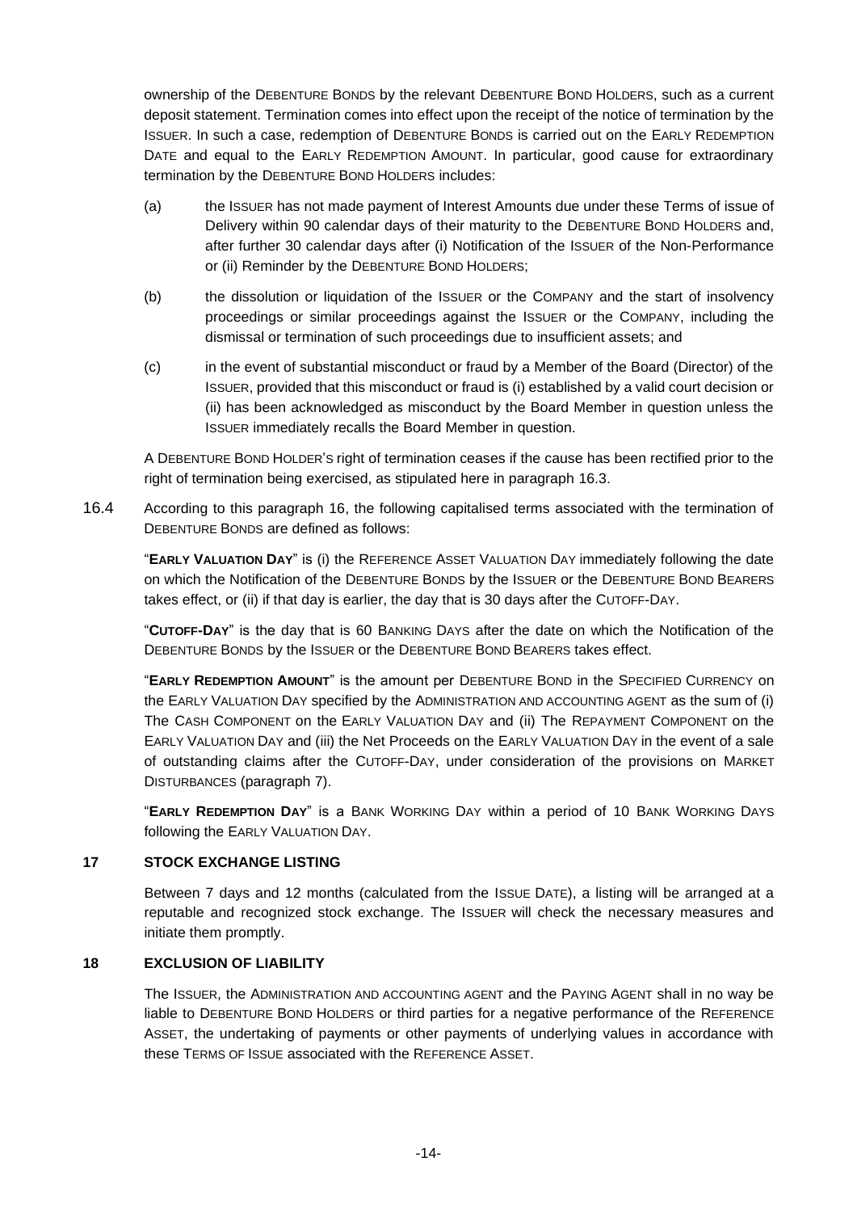ownership of the DEBENTURE BONDS by the relevant DEBENTURE BOND HOLDERS, such as a current deposit statement. Termination comes into effect upon the receipt of the notice of termination by the ISSUER. In such a case, redemption of DEBENTURE BONDS is carried out on the EARLY REDEMPTION DATE and equal to the EARLY REDEMPTION AMOUNT. In particular, good cause for extraordinary termination by the DEBENTURE BOND HOLDERS includes:

(a) the ISSUER has not made payment of Interest Amounts due under these Terms of issue of Delivery within 90 calendar days of their maturity to the DEBENTURE BOND HOLDERS and, after further 30 calendar days after (i) Notification of the ISSUER of the Non-Performance or (ii) Reminder by the DEBENTURE BOND HOLDERS;

(b) the dissolution or liquidation of the ISSUER or the COMPANY and the start of insolvency proceedings or similar proceedings against the ISSUER or the COMPANY, including the dismissal or termination of such proceedings due to insufficient assets; and

(c) in the event of substantial misconduct or fraud by a Member of the Board (Director) of the ISSUER, provided that this misconduct or fraud is (i) established by a valid court decision or (ii) has been acknowledged as misconduct by the Board Member in question unless the ISSUER immediately recalls the Board Member in question.

A DEBENTURE BOND HOLDER'S right of termination ceases if the cause has been rectified prior to the right of termination being exercised, as stipulated here in paragraph 16.3.

16.4 According to this paragraph 16, the following capitalised terms associated with the termination of DEBENTURE BONDS are defined as follows:

"**EARLY VALUATION DAY**" is (i) the REFERENCE ASSET VALUATION DAY immediately following the date on which the Notification of the DEBENTURE BONDS by the ISSUER or the DEBENTURE BOND BEARERS takes effect, or (ii) if that day is earlier, the day that is 30 days after the CUTOFF-DAY.

"**CUTOFF-DAY**" is the day that is 60 BANKING DAYS after the date on which the Notification of the DEBENTURE BONDS by the ISSUER or the DEBENTURE BOND BEARERS takes effect.

"**EARLY REDEMPTION AMOUNT**" is the amount per DEBENTURE BOND in the SPECIFIED CURRENCY on the EARLY VALUATION DAY specified by the ADMINISTRATION AND ACCOUNTING AGENT as the sum of (i) The CASH COMPONENT on the EARLY VALUATION DAY and (ii) The REPAYMENT COMPONENT on the EARLY VALUATION DAY and (iii) the Net Proceeds on the EARLY VALUATION DAY in the event of a sale of outstanding claims after the CUTOFF-DAY, under consideration of the provisions on MARKET DISTURBANCES (paragraph 7).

"**EARLY REDEMPTION DAY**" is a BANK WORKING DAY within a period of 10 BANK WORKING DAYS following the EARLY VALUATION DAY.

## 17 STOCK EXCHANGE LISTING

Between 7 days and 12 months (calculated from the ISSUE DATE), a listing will be arranged at a reputable and recognized stock exchange. The ISSUER will check the necessary measures and initiate them promptly.

## 18 EXCLUSION OF LIABILITY

The ISSUER, the ADMINISTRATION AND ACCOUNTING AGENT and the PAYING AGENT shall in no way be liable to DEBENTURE BOND HOLDERS or third parties for a negative performance of the REFERENCE ASSET, the undertaking of payments or other payments of underlying values in accordance with these TERMS OF ISSUE associated with the REFERENCE ASSET.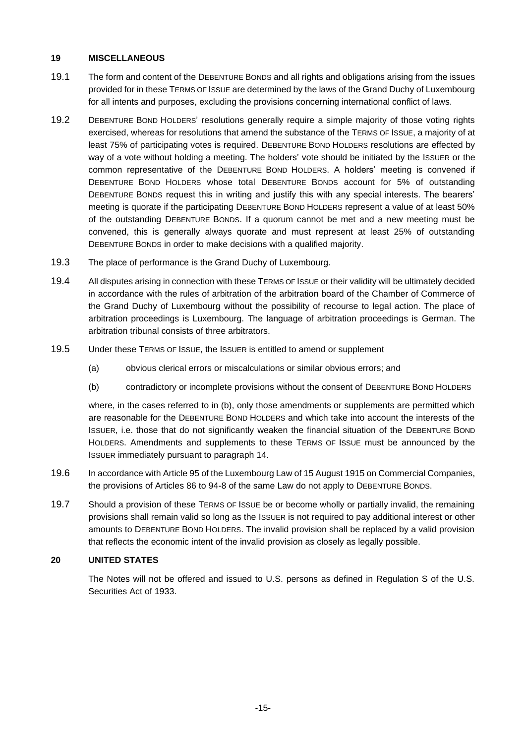## 19 MISCELLANEOUS

19.1 The form and content of the DEBENTURE BONDS and all rights and obligations arising from the issues provided for in these TERMS OF ISSUE are determined by the laws of the Grand Duchy of Luxembourg for all intents and purposes, excluding the provisions concerning international conflict of laws.

19.2 DEBENTURE BOND HOLDERS' resolutions generally require a simple majority of those voting rights exercised, whereas for resolutions that amend the substance of the TERMS OF ISSUE, a majority of at least 75% of participating votes is required. DEBENTURE BOND HOLDERS resolutions are effected by way of a vote without holding a meeting. The holders' vote should be initiated by the ISSUER or the common representative of the DEBENTURE BOND HOLDERS. A holders' meeting is convened if DEBENTURE BOND HOLDERS whose total DEBENTURE BONDS account for 5% of outstanding DEBENTURE BONDS request this in writing and justify this with any special interests. The bearers' meeting is quorate if the participating DEBENTURE BOND HOLDERS represent a value of at least 50% of the outstanding DEBENTURE BONDS. If a quorum cannot be met and a new meeting must be convened, this is generally always quorate and must represent at least 25% of outstanding DEBENTURE BONDS in order to make decisions with a qualified majority.

19.3 The place of performance is the Grand Duchy of Luxembourg.

19.4 All disputes arising in connection with these TERMS OF ISSUE or their validity will be ultimately decided in accordance with the rules of arbitration of the arbitration board of the Chamber of Commerce of the Grand Duchy of Luxembourg without the possibility of recourse to legal action. The place of arbitration proceedings is Luxembourg. The language of arbitration proceedings is German. The arbitration tribunal consists of three arbitrators.

19.5 Under these TERMS OF ISSUE, the ISSUER is entitled to amend or supplement

(a) obvious clerical errors or miscalculations or similar obvious errors; and

(b) contradictory or incomplete provisions without the consent of DEBENTURE BOND HOLDERS

where, in the cases referred to in (b), only those amendments or supplements are permitted which are reasonable for the DEBENTURE BOND HOLDERS and which take into account the interests of the ISSUER, i.e. those that do not significantly weaken the financial situation of the DEBENTURE BOND HOLDERS. Amendments and supplements to these TERMS OF ISSUE must be announced by the ISSUER immediately pursuant to paragraph 14.

19.6 In accordance with Article 95 of the Luxembourg Law of 15 August 1915 on Commercial Companies, the provisions of Articles 86 to 94-8 of the same Law do not apply to DEBENTURE BONDS.

19.7 Should a provision of these TERMS OF ISSUE be or become wholly or partially invalid, the remaining provisions shall remain valid so long as the ISSUER is not required to pay additional interest or other amounts to DEBENTURE BOND HOLDERS. The invalid provision shall be replaced by a valid provision that reflects the economic intent of the invalid provision as closely as legally possible.

## 20 UNITED STATES

The Notes will not be offered and issued to U.S. persons as defined in Regulation S of the U.S. Securities Act of 1933.